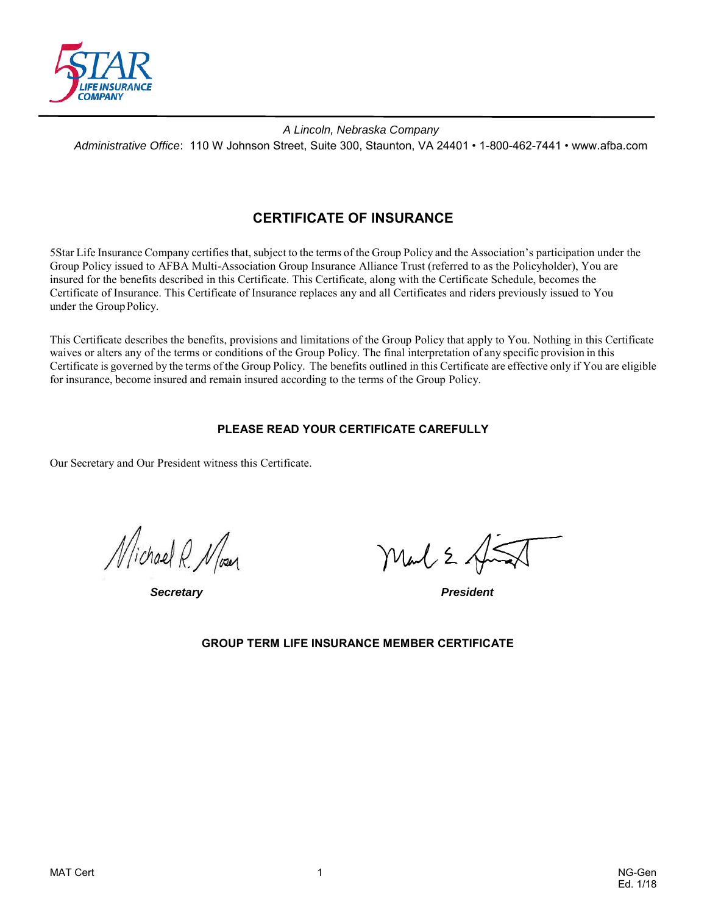5STAR LIFE INSURANCE COMPANY

*A Lincoln, Nebraska Company*

*Administrative Office*: 110 W Johnson Street, Suite 300, Staunton, VA 24401 • 1-800-462-7441 • www.afba.com

# CERTIFICATE OF INSURANCE

5Star Life Insurance Company certifies that, subject to the terms of the Group Policy and the Association's participation under the Group Policy issued to AFBA Multi-Association Group Insurance Alliance Trust (referred to as the Policyholder), You are insured for the benefits described in this Certificate. This Certificate, along with the Certificate Schedule, becomes the Certificate of Insurance. This Certificate of Insurance replaces any and all Certificates and riders previously issued to You under the Group Policy.

This Certificate describes the benefits, provisions and limitations of the Group Policy that apply to You. Nothing in this Certificate waives or alters any of the terms or conditions of the Group Policy. The final interpretation of any specific provision in this Certificate is governed by the terms of the Group Policy. The benefits outlined in this Certificate are effective only if You are eligible for insurance, become insured and remain insured according to the terms of the Group Policy.

**PLEASE READ YOUR CERTIFICATE CAREFULLY**

Our Secretary and Our President witness this Certificate.

Michael R. Moser — ***Secretary***

***President***

**GROUP TERM LIFE INSURANCE MEMBER CERTIFICATE**

MAT Cert

NG-Gen
Ed. 1/18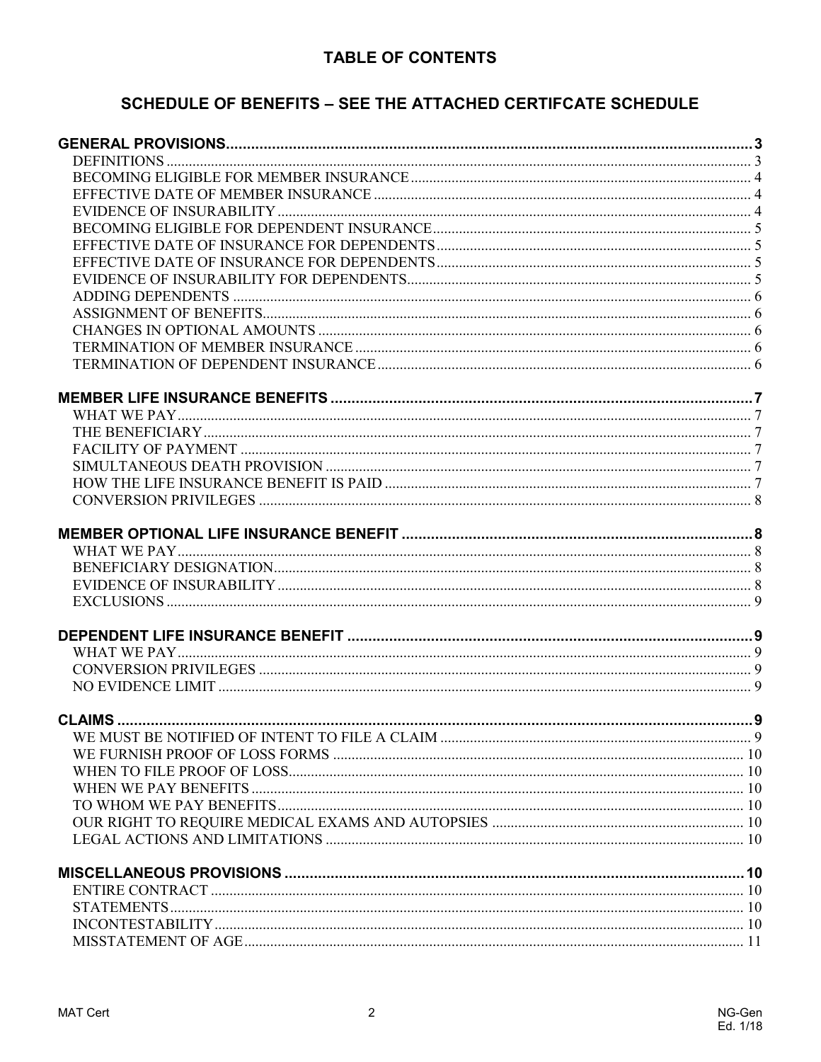# TABLE OF CONTENTS

## SCHEDULE OF BENEFITS – SEE THE ATTACHED CERTIFCATE SCHEDULE

**GENERAL PROVISIONS** ........ 3
- DEFINITIONS ........ 3
- BECOMING ELIGIBLE FOR MEMBER INSURANCE ........ 4
- EFFECTIVE DATE OF MEMBER INSURANCE ........ 4
- EVIDENCE OF INSURABILITY ........ 4
- BECOMING ELIGIBLE FOR DEPENDENT INSURANCE ........ 5
- EFFECTIVE DATE OF INSURANCE FOR DEPENDENTS ........ 5
- EFFECTIVE DATE OF INSURANCE FOR DEPENDENTS ........ 5
- EVIDENCE OF INSURABILITY FOR DEPENDENTS ........ 5
- ADDING DEPENDENTS ........ 6
- ASSIGNMENT OF BENEFITS ........ 6
- CHANGES IN OPTIONAL AMOUNTS ........ 6
- TERMINATION OF MEMBER INSURANCE ........ 6
- TERMINATION OF DEPENDENT INSURANCE ........ 6

**MEMBER LIFE INSURANCE BENEFITS** ........ 7
- WHAT WE PAY ........ 7
- THE BENEFICIARY ........ 7
- FACILITY OF PAYMENT ........ 7
- SIMULTANEOUS DEATH PROVISION ........ 7
- HOW THE LIFE INSURANCE BENEFIT IS PAID ........ 7
- CONVERSION PRIVILEGES ........ 8

**MEMBER OPTIONAL LIFE INSURANCE BENEFIT** ........ 8
- WHAT WE PAY ........ 8
- BENEFICIARY DESIGNATION ........ 8
- EVIDENCE OF INSURABILITY ........ 8
- EXCLUSIONS ........ 9

**DEPENDENT LIFE INSURANCE BENEFIT** ........ 9
- WHAT WE PAY ........ 9
- CONVERSION PRIVILEGES ........ 9
- NO EVIDENCE LIMIT ........ 9

**CLAIMS** ........ 9
- WE MUST BE NOTIFIED OF INTENT TO FILE A CLAIM ........ 9
- WE FURNISH PROOF OF LOSS FORMS ........ 10
- WHEN TO FILE PROOF OF LOSS ........ 10
- WHEN WE PAY BENEFITS ........ 10
- TO WHOM WE PAY BENEFITS ........ 10
- OUR RIGHT TO REQUIRE MEDICAL EXAMS AND AUTOPSIES ........ 10
- LEGAL ACTIONS AND LIMITATIONS ........ 10

**MISCELLANEOUS PROVISIONS** ........ 10
- ENTIRE CONTRACT ........ 10
- STATEMENTS ........ 10
- INCONTESTABILITY ........ 10
- MISSTATEMENT OF AGE ........ 11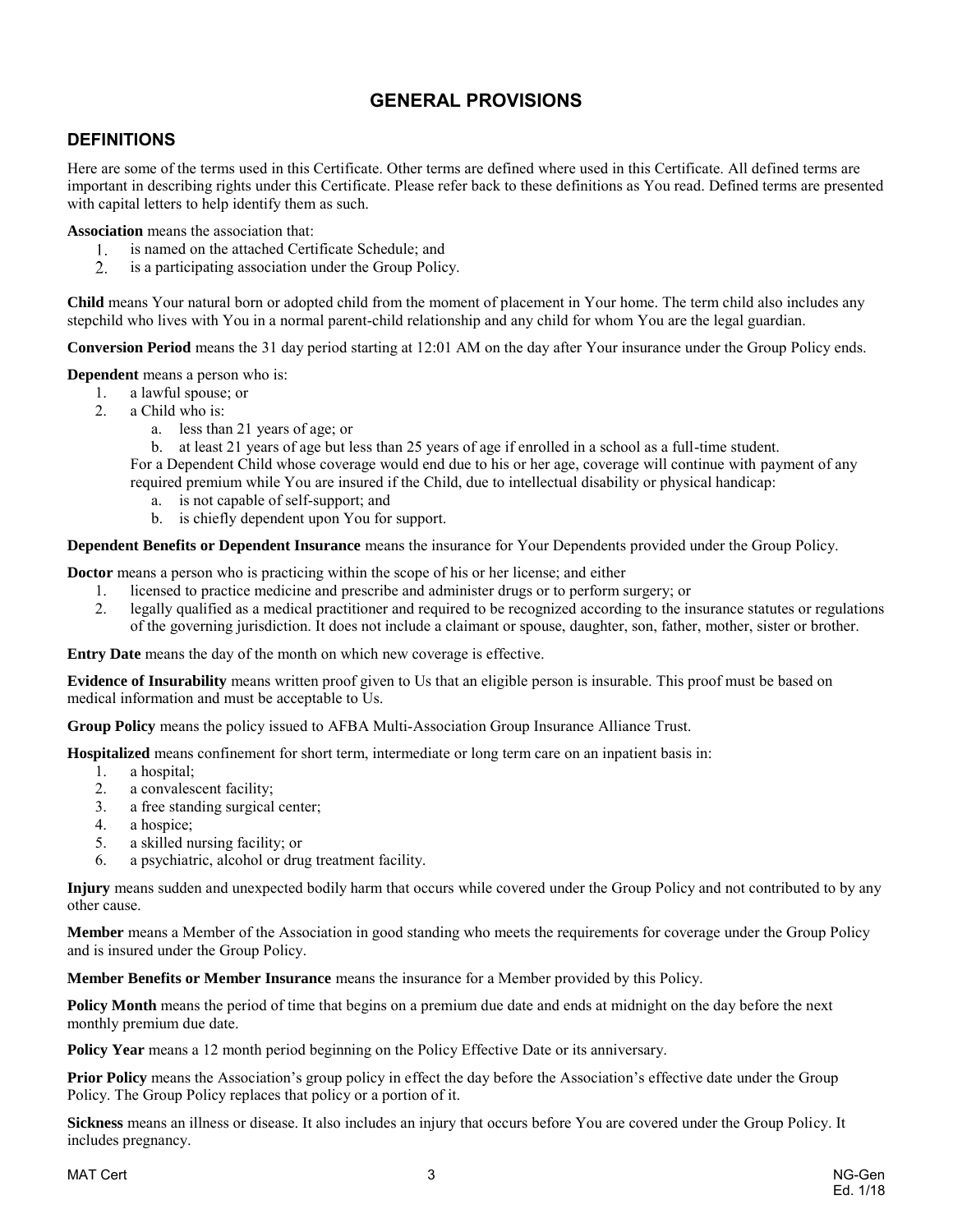# GENERAL PROVISIONS

## DEFINITIONS

Here are some of the terms used in this Certificate. Other terms are defined where used in this Certificate. All defined terms are important in describing rights under this Certificate. Please refer back to these definitions as You read. Defined terms are presented with capital letters to help identify them as such.

**Association** means the association that:

1. is named on the attached Certificate Schedule; and
2. is a participating association under the Group Policy.

**Child** means Your natural born or adopted child from the moment of placement in Your home. The term child also includes any stepchild who lives with You in a normal parent-child relationship and any child for whom You are the legal guardian.

**Conversion Period** means the 31 day period starting at 12:01 AM on the day after Your insurance under the Group Policy ends.

**Dependent** means a person who is:

1. a lawful spouse; or
2. a Child who is:
   a. less than 21 years of age; or
   b. at least 21 years of age but less than 25 years of age if enrolled in a school as a full-time student.

   For a Dependent Child whose coverage would end due to his or her age, coverage will continue with payment of any required premium while You are insured if the Child, due to intellectual disability or physical handicap:
   a. is not capable of self-support; and
   b. is chiefly dependent upon You for support.

**Dependent Benefits or Dependent Insurance** means the insurance for Your Dependents provided under the Group Policy.

**Doctor** means a person who is practicing within the scope of his or her license; and either

1. licensed to practice medicine and prescribe and administer drugs or to perform surgery; or
2. legally qualified as a medical practitioner and required to be recognized according to the insurance statutes or regulations of the governing jurisdiction. It does not include a claimant or spouse, daughter, son, father, mother, sister or brother.

**Entry Date** means the day of the month on which new coverage is effective.

**Evidence of Insurability** means written proof given to Us that an eligible person is insurable. This proof must be based on medical information and must be acceptable to Us.

**Group Policy** means the policy issued to AFBA Multi-Association Group Insurance Alliance Trust.

**Hospitalized** means confinement for short term, intermediate or long term care on an inpatient basis in:

1. a hospital;
2. a convalescent facility;
3. a free standing surgical center;
4. a hospice;
5. a skilled nursing facility; or
6. a psychiatric, alcohol or drug treatment facility.

**Injury** means sudden and unexpected bodily harm that occurs while covered under the Group Policy and not contributed to by any other cause.

**Member** means a Member of the Association in good standing who meets the requirements for coverage under the Group Policy and is insured under the Group Policy.

**Member Benefits or Member Insurance** means the insurance for a Member provided by this Policy.

**Policy Month** means the period of time that begins on a premium due date and ends at midnight on the day before the next monthly premium due date.

**Policy Year** means a 12 month period beginning on the Policy Effective Date or its anniversary.

**Prior Policy** means the Association's group policy in effect the day before the Association's effective date under the Group Policy. The Group Policy replaces that policy or a portion of it.

**Sickness** means an illness or disease. It also includes an injury that occurs before You are covered under the Group Policy. It includes pregnancy.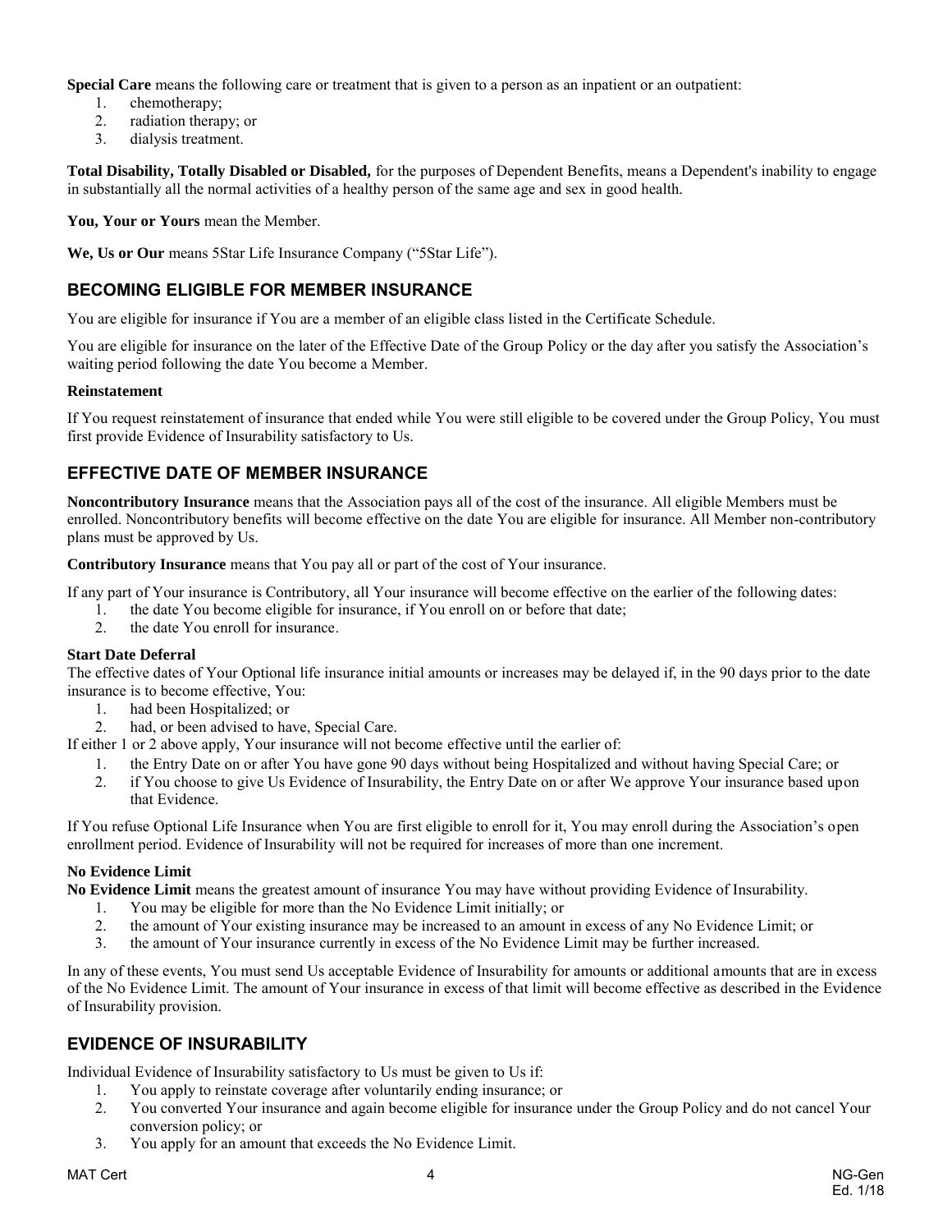**Special Care** means the following care or treatment that is given to a person as an inpatient or an outpatient:

1. chemotherapy;
2. radiation therapy; or
3. dialysis treatment.

**Total Disability, Totally Disabled or Disabled,** for the purposes of Dependent Benefits, means a Dependent's inability to engage in substantially all the normal activities of a healthy person of the same age and sex in good health.

**You, Your or Yours** mean the Member.

**We, Us or Our** means 5Star Life Insurance Company ("5Star Life").

## BECOMING ELIGIBLE FOR MEMBER INSURANCE

You are eligible for insurance if You are a member of an eligible class listed in the Certificate Schedule.

You are eligible for insurance on the later of the Effective Date of the Group Policy or the day after you satisfy the Association's waiting period following the date You become a Member.

**Reinstatement**

If You request reinstatement of insurance that ended while You were still eligible to be covered under the Group Policy, You must first provide Evidence of Insurability satisfactory to Us.

## EFFECTIVE DATE OF MEMBER INSURANCE

**Noncontributory Insurance** means that the Association pays all of the cost of the insurance. All eligible Members must be enrolled. Noncontributory benefits will become effective on the date You are eligible for insurance. All Member non-contributory plans must be approved by Us.

**Contributory Insurance** means that You pay all or part of the cost of Your insurance.

If any part of Your insurance is Contributory, all Your insurance will become effective on the earlier of the following dates:

1. the date You become eligible for insurance, if You enroll on or before that date;
2. the date You enroll for insurance.

**Start Date Deferral**

The effective dates of Your Optional life insurance initial amounts or increases may be delayed if, in the 90 days prior to the date insurance is to become effective, You:

1. had been Hospitalized; or
2. had, or been advised to have, Special Care.

If either 1 or 2 above apply, Your insurance will not become effective until the earlier of:

1. the Entry Date on or after You have gone 90 days without being Hospitalized and without having Special Care; or
2. if You choose to give Us Evidence of Insurability, the Entry Date on or after We approve Your insurance based upon that Evidence.

If You refuse Optional Life Insurance when You are first eligible to enroll for it, You may enroll during the Association's open enrollment period. Evidence of Insurability will not be required for increases of more than one increment.

**No Evidence Limit**

**No Evidence Limit** means the greatest amount of insurance You may have without providing Evidence of Insurability.

1. You may be eligible for more than the No Evidence Limit initially; or
2. the amount of Your existing insurance may be increased to an amount in excess of any No Evidence Limit; or
3. the amount of Your insurance currently in excess of the No Evidence Limit may be further increased.

In any of these events, You must send Us acceptable Evidence of Insurability for amounts or additional amounts that are in excess of the No Evidence Limit. The amount of Your insurance in excess of that limit will become effective as described in the Evidence of Insurability provision.

## EVIDENCE OF INSURABILITY

Individual Evidence of Insurability satisfactory to Us must be given to Us if:

1. You apply to reinstate coverage after voluntarily ending insurance; or
2. You converted Your insurance and again become eligible for insurance under the Group Policy and do not cancel Your conversion policy; or
3. You apply for an amount that exceeds the No Evidence Limit.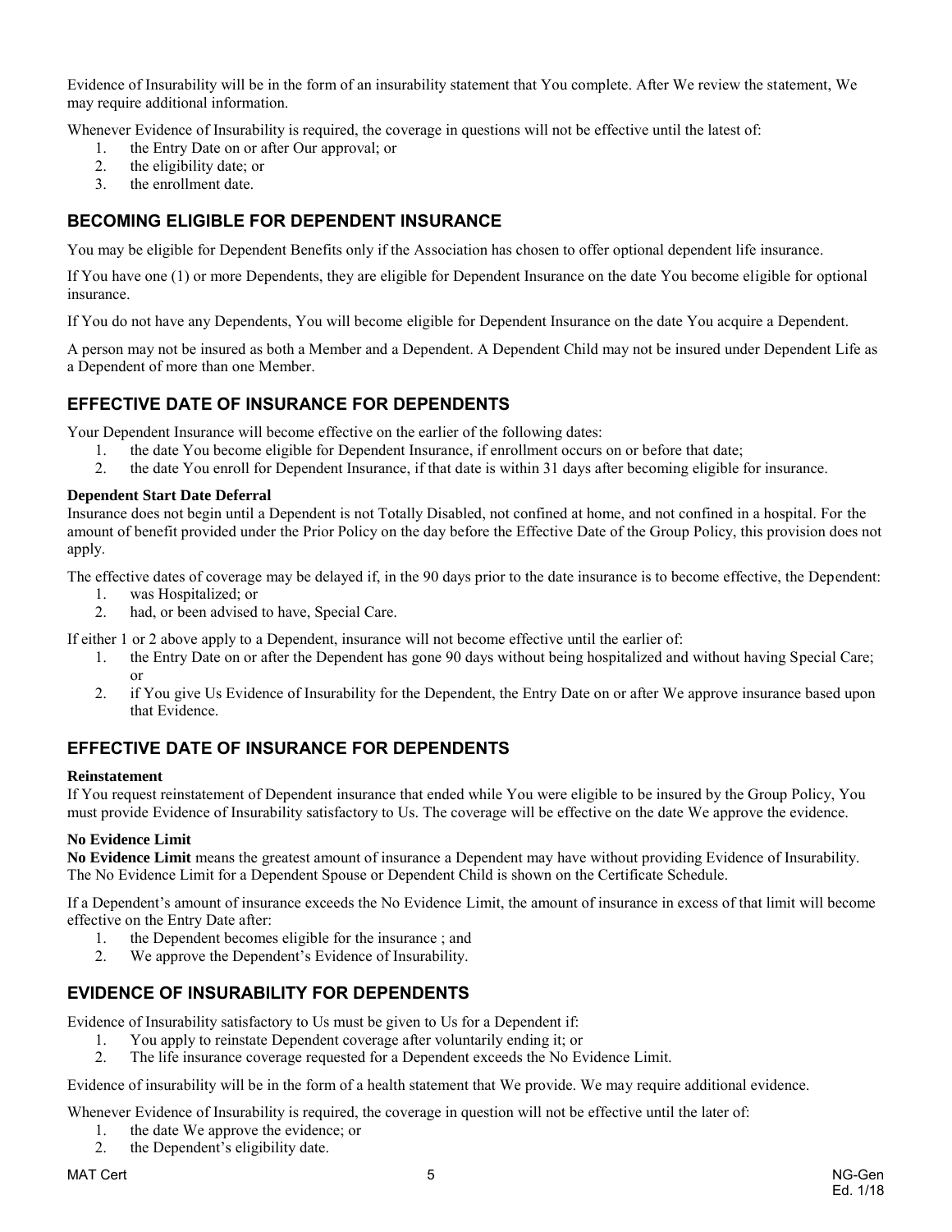Evidence of Insurability will be in the form of an insurability statement that You complete. After We review the statement, We may require additional information.

Whenever Evidence of Insurability is required, the coverage in questions will not be effective until the latest of:

1. the Entry Date on or after Our approval; or
2. the eligibility date; or
3. the enrollment date.

## BECOMING ELIGIBLE FOR DEPENDENT INSURANCE

You may be eligible for Dependent Benefits only if the Association has chosen to offer optional dependent life insurance.

If You have one (1) or more Dependents, they are eligible for Dependent Insurance on the date You become eligible for optional insurance.

If You do not have any Dependents, You will become eligible for Dependent Insurance on the date You acquire a Dependent.

A person may not be insured as both a Member and a Dependent. A Dependent Child may not be insured under Dependent Life as a Dependent of more than one Member.

## EFFECTIVE DATE OF INSURANCE FOR DEPENDENTS

Your Dependent Insurance will become effective on the earlier of the following dates:

1. the date You become eligible for Dependent Insurance, if enrollment occurs on or before that date;
2. the date You enroll for Dependent Insurance, if that date is within 31 days after becoming eligible for insurance.

**Dependent Start Date Deferral**

Insurance does not begin until a Dependent is not Totally Disabled, not confined at home, and not confined in a hospital. For the amount of benefit provided under the Prior Policy on the day before the Effective Date of the Group Policy, this provision does not apply.

The effective dates of coverage may be delayed if, in the 90 days prior to the date insurance is to become effective, the Dependent:

1. was Hospitalized; or
2. had, or been advised to have, Special Care.

If either 1 or 2 above apply to a Dependent, insurance will not become effective until the earlier of:

1. the Entry Date on or after the Dependent has gone 90 days without being hospitalized and without having Special Care; or
2. if You give Us Evidence of Insurability for the Dependent, the Entry Date on or after We approve insurance based upon that Evidence.

## EFFECTIVE DATE OF INSURANCE FOR DEPENDENTS

**Reinstatement**

If You request reinstatement of Dependent insurance that ended while You were eligible to be insured by the Group Policy, You must provide Evidence of Insurability satisfactory to Us. The coverage will be effective on the date We approve the evidence.

**No Evidence Limit**

**No Evidence Limit** means the greatest amount of insurance a Dependent may have without providing Evidence of Insurability. The No Evidence Limit for a Dependent Spouse or Dependent Child is shown on the Certificate Schedule.

If a Dependent's amount of insurance exceeds the No Evidence Limit, the amount of insurance in excess of that limit will become effective on the Entry Date after:

1. the Dependent becomes eligible for the insurance ; and
2. We approve the Dependent's Evidence of Insurability.

## EVIDENCE OF INSURABILITY FOR DEPENDENTS

Evidence of Insurability satisfactory to Us must be given to Us for a Dependent if:

1. You apply to reinstate Dependent coverage after voluntarily ending it; or
2. The life insurance coverage requested for a Dependent exceeds the No Evidence Limit.

Evidence of insurability will be in the form of a health statement that We provide. We may require additional evidence.

Whenever Evidence of Insurability is required, the coverage in question will not be effective until the later of:

1. the date We approve the evidence; or
2. the Dependent's eligibility date.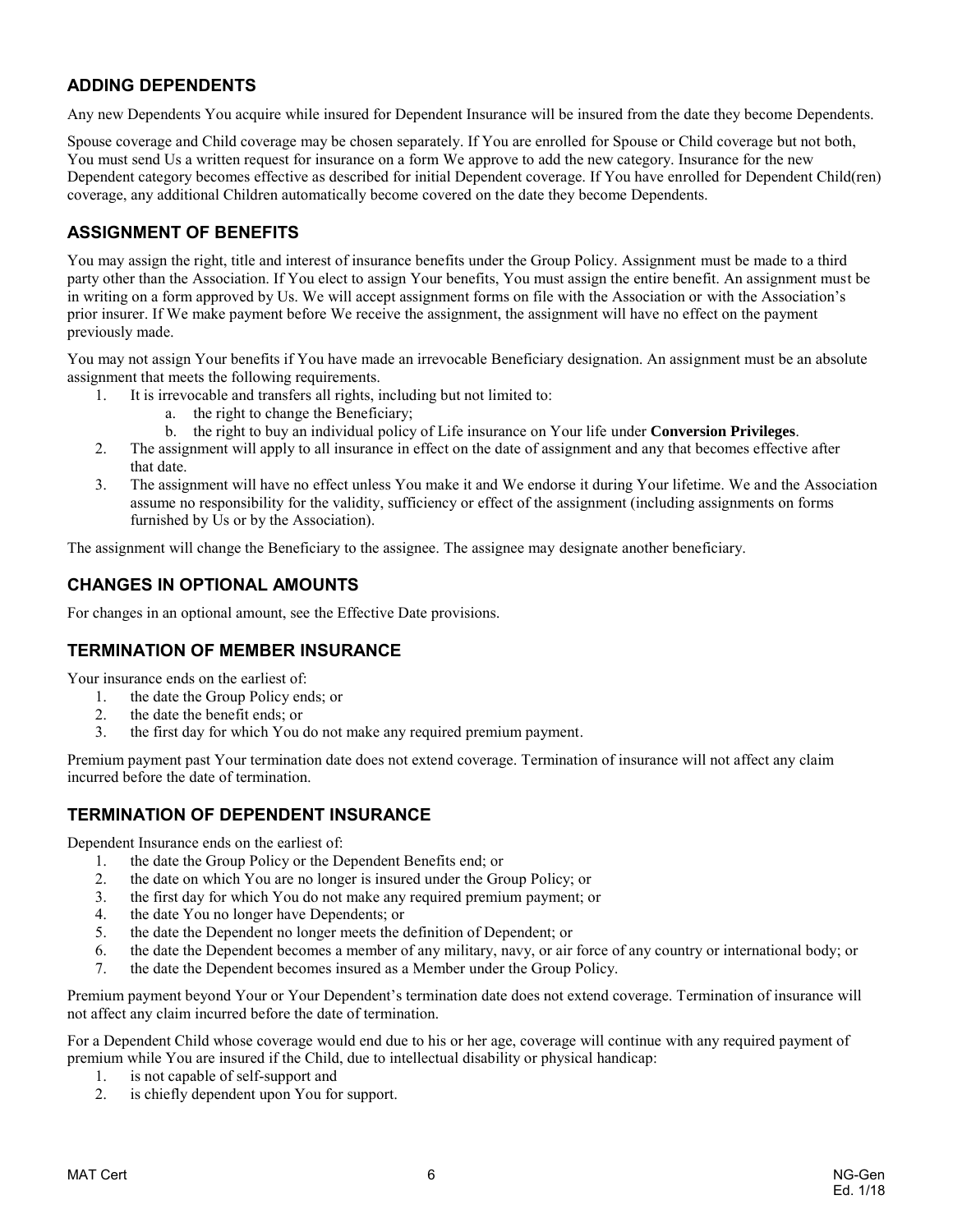## ADDING DEPENDENTS

Any new Dependents You acquire while insured for Dependent Insurance will be insured from the date they become Dependents.

Spouse coverage and Child coverage may be chosen separately. If You are enrolled for Spouse or Child coverage but not both, You must send Us a written request for insurance on a form We approve to add the new category. Insurance for the new Dependent category becomes effective as described for initial Dependent coverage. If You have enrolled for Dependent Child(ren) coverage, any additional Children automatically become covered on the date they become Dependents.

## ASSIGNMENT OF BENEFITS

You may assign the right, title and interest of insurance benefits under the Group Policy. Assignment must be made to a third party other than the Association. If You elect to assign Your benefits, You must assign the entire benefit. An assignment must be in writing on a form approved by Us. We will accept assignment forms on file with the Association or with the Association's prior insurer. If We make payment before We receive the assignment, the assignment will have no effect on the payment previously made.

You may not assign Your benefits if You have made an irrevocable Beneficiary designation. An assignment must be an absolute assignment that meets the following requirements.

1. It is irrevocable and transfers all rights, including but not limited to:
   a. the right to change the Beneficiary;
   b. the right to buy an individual policy of Life insurance on Your life under **Conversion Privileges**.
2. The assignment will apply to all insurance in effect on the date of assignment and any that becomes effective after that date.
3. The assignment will have no effect unless You make it and We endorse it during Your lifetime. We and the Association assume no responsibility for the validity, sufficiency or effect of the assignment (including assignments on forms furnished by Us or by the Association).

The assignment will change the Beneficiary to the assignee. The assignee may designate another beneficiary.

## CHANGES IN OPTIONAL AMOUNTS

For changes in an optional amount, see the Effective Date provisions.

## TERMINATION OF MEMBER INSURANCE

Your insurance ends on the earliest of:

1. the date the Group Policy ends; or
2. the date the benefit ends; or
3. the first day for which You do not make any required premium payment.

Premium payment past Your termination date does not extend coverage. Termination of insurance will not affect any claim incurred before the date of termination.

## TERMINATION OF DEPENDENT INSURANCE

Dependent Insurance ends on the earliest of:

1. the date the Group Policy or the Dependent Benefits end; or
2. the date on which You are no longer is insured under the Group Policy; or
3. the first day for which You do not make any required premium payment; or
4. the date You no longer have Dependents; or
5. the date the Dependent no longer meets the definition of Dependent; or
6. the date the Dependent becomes a member of any military, navy, or air force of any country or international body; or
7. the date the Dependent becomes insured as a Member under the Group Policy.

Premium payment beyond Your or Your Dependent's termination date does not extend coverage. Termination of insurance will not affect any claim incurred before the date of termination.

For a Dependent Child whose coverage would end due to his or her age, coverage will continue with any required payment of premium while You are insured if the Child, due to intellectual disability or physical handicap:

1. is not capable of self-support and
2. is chiefly dependent upon You for support.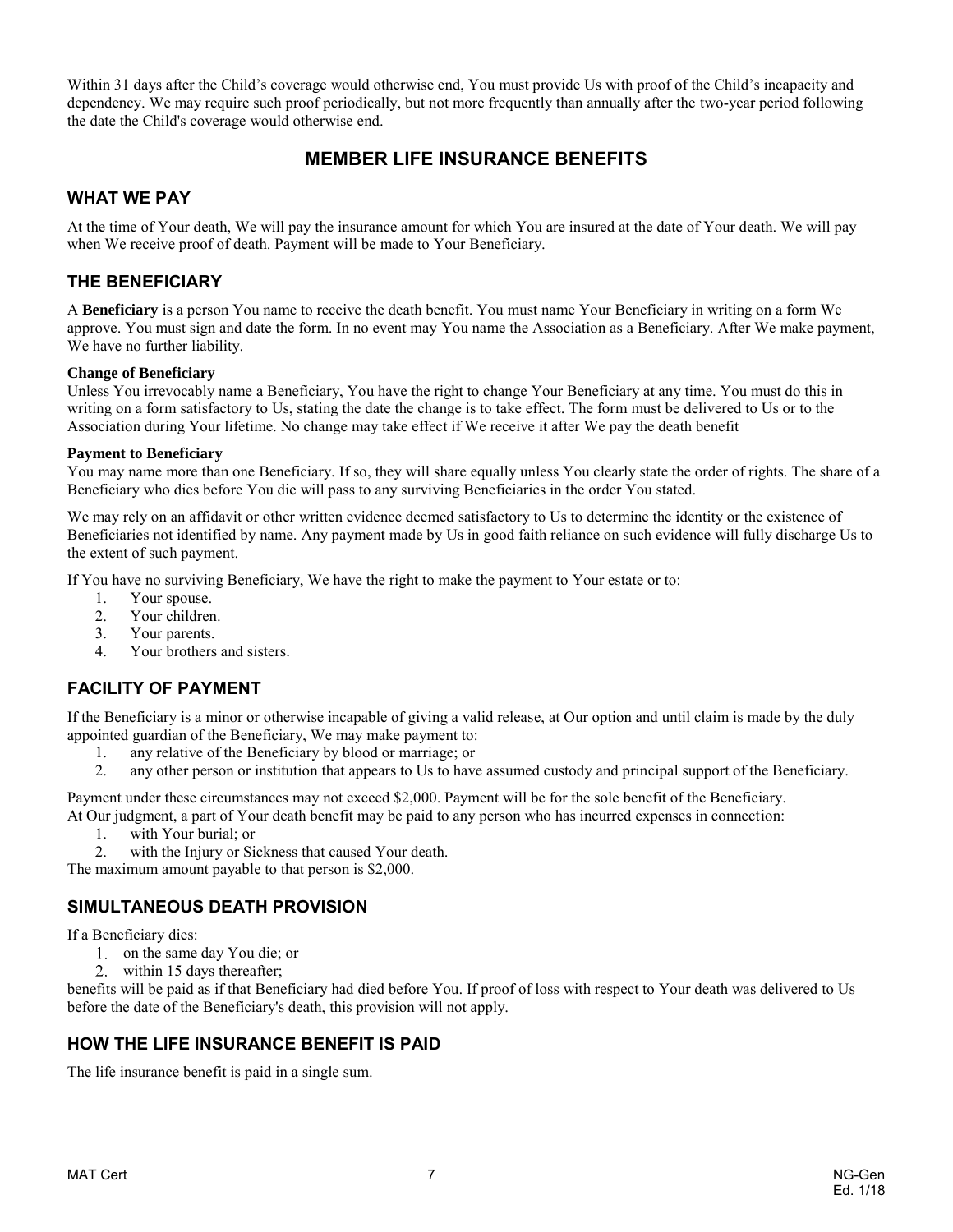Within 31 days after the Child's coverage would otherwise end, You must provide Us with proof of the Child's incapacity and dependency. We may require such proof periodically, but not more frequently than annually after the two-year period following the date the Child's coverage would otherwise end.

# MEMBER LIFE INSURANCE BENEFITS

## WHAT WE PAY

At the time of Your death, We will pay the insurance amount for which You are insured at the date of Your death. We will pay when We receive proof of death. Payment will be made to Your Beneficiary.

## THE BENEFICIARY

A **Beneficiary** is a person You name to receive the death benefit. You must name Your Beneficiary in writing on a form We approve. You must sign and date the form. In no event may You name the Association as a Beneficiary. After We make payment, We have no further liability.

**Change of Beneficiary**

Unless You irrevocably name a Beneficiary, You have the right to change Your Beneficiary at any time. You must do this in writing on a form satisfactory to Us, stating the date the change is to take effect. The form must be delivered to Us or to the Association during Your lifetime. No change may take effect if We receive it after We pay the death benefit

**Payment to Beneficiary**

You may name more than one Beneficiary. If so, they will share equally unless You clearly state the order of rights. The share of a Beneficiary who dies before You die will pass to any surviving Beneficiaries in the order You stated.

We may rely on an affidavit or other written evidence deemed satisfactory to Us to determine the identity or the existence of Beneficiaries not identified by name. Any payment made by Us in good faith reliance on such evidence will fully discharge Us to the extent of such payment.

If You have no surviving Beneficiary, We have the right to make the payment to Your estate or to:

1. Your spouse.
2. Your children.
3. Your parents.
4. Your brothers and sisters.

## FACILITY OF PAYMENT

If the Beneficiary is a minor or otherwise incapable of giving a valid release, at Our option and until claim is made by the duly appointed guardian of the Beneficiary, We may make payment to:

1. any relative of the Beneficiary by blood or marriage; or
2. any other person or institution that appears to Us to have assumed custody and principal support of the Beneficiary.

Payment under these circumstances may not exceed $2,000. Payment will be for the sole benefit of the Beneficiary.
At Our judgment, a part of Your death benefit may be paid to any person who has incurred expenses in connection:

1. with Your burial; or
2. with the Injury or Sickness that caused Your death.

The maximum amount payable to that person is $2,000.

## SIMULTANEOUS DEATH PROVISION

If a Beneficiary dies:

1. on the same day You die; or
2. within 15 days thereafter;

benefits will be paid as if that Beneficiary had died before You. If proof of loss with respect to Your death was delivered to Us before the date of the Beneficiary's death, this provision will not apply.

## HOW THE LIFE INSURANCE BENEFIT IS PAID

The life insurance benefit is paid in a single sum.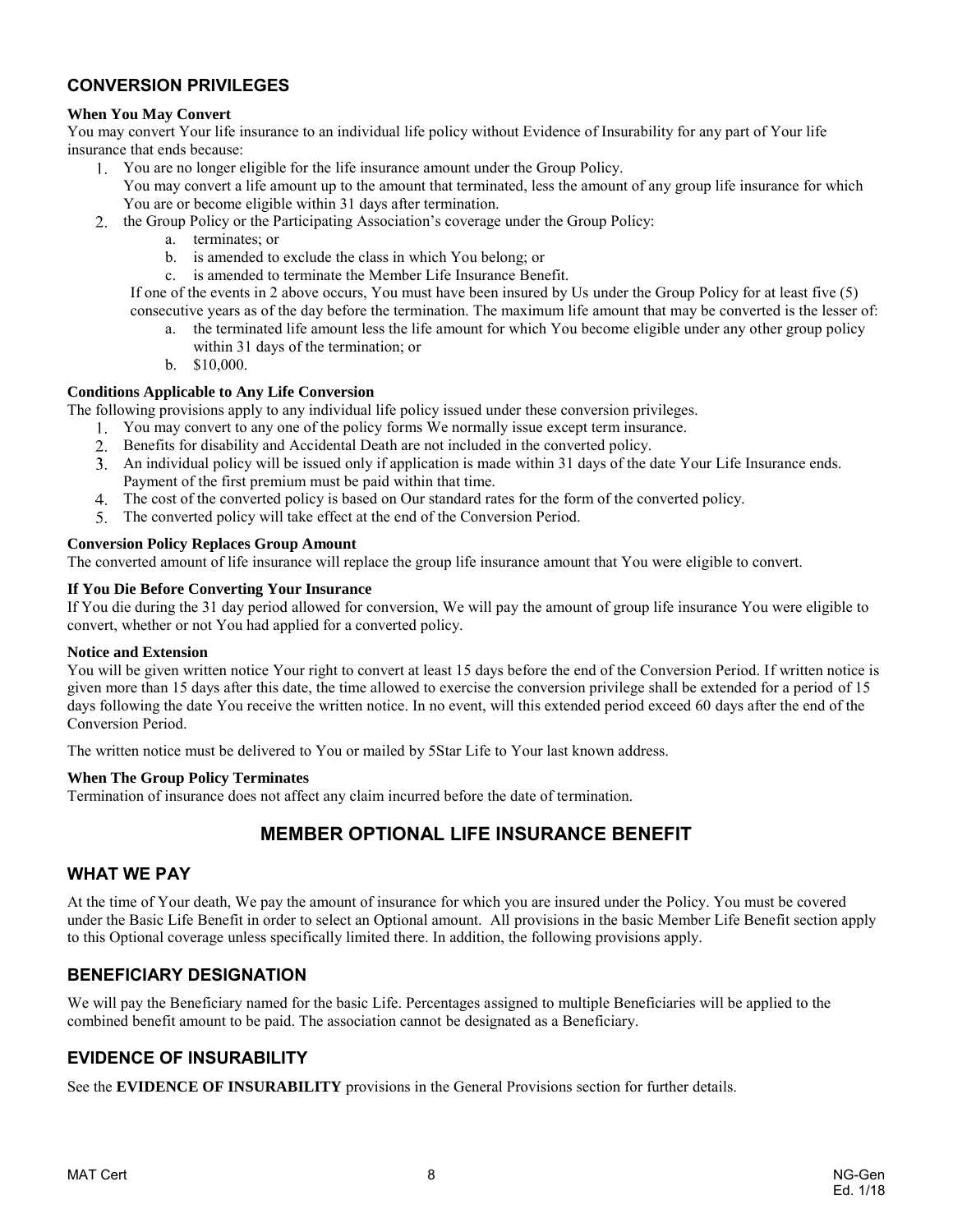## CONVERSION PRIVILEGES

**When You May Convert**

You may convert Your life insurance to an individual life policy without Evidence of Insurability for any part of Your life insurance that ends because:

1. You are no longer eligible for the life insurance amount under the Group Policy.
   You may convert a life amount up to the amount that terminated, less the amount of any group life insurance for which You are or become eligible within 31 days after termination.
2. the Group Policy or the Participating Association's coverage under the Group Policy:
   a. terminates; or
   b. is amended to exclude the class in which You belong; or
   c. is amended to terminate the Member Life Insurance Benefit.

   If one of the events in 2 above occurs, You must have been insured by Us under the Group Policy for at least five (5) consecutive years as of the day before the termination. The maximum life amount that may be converted is the lesser of:
   a. the terminated life amount less the life amount for which You become eligible under any other group policy within 31 days of the termination; or
   b. $10,000.

**Conditions Applicable to Any Life Conversion**

The following provisions apply to any individual life policy issued under these conversion privileges.

1. You may convert to any one of the policy forms We normally issue except term insurance.
2. Benefits for disability and Accidental Death are not included in the converted policy.
3. An individual policy will be issued only if application is made within 31 days of the date Your Life Insurance ends. Payment of the first premium must be paid within that time.
4. The cost of the converted policy is based on Our standard rates for the form of the converted policy.
5. The converted policy will take effect at the end of the Conversion Period.

**Conversion Policy Replaces Group Amount**

The converted amount of life insurance will replace the group life insurance amount that You were eligible to convert.

**If You Die Before Converting Your Insurance**

If You die during the 31 day period allowed for conversion, We will pay the amount of group life insurance You were eligible to convert, whether or not You had applied for a converted policy.

**Notice and Extension**

You will be given written notice Your right to convert at least 15 days before the end of the Conversion Period. If written notice is given more than 15 days after this date, the time allowed to exercise the conversion privilege shall be extended for a period of 15 days following the date You receive the written notice. In no event, will this extended period exceed 60 days after the end of the Conversion Period.

The written notice must be delivered to You or mailed by 5Star Life to Your last known address.

**When The Group Policy Terminates**

Termination of insurance does not affect any claim incurred before the date of termination.

# MEMBER OPTIONAL LIFE INSURANCE BENEFIT

## WHAT WE PAY

At the time of Your death, We pay the amount of insurance for which you are insured under the Policy. You must be covered under the Basic Life Benefit in order to select an Optional amount. All provisions in the basic Member Life Benefit section apply to this Optional coverage unless specifically limited there. In addition, the following provisions apply.

## BENEFICIARY DESIGNATION

We will pay the Beneficiary named for the basic Life. Percentages assigned to multiple Beneficiaries will be applied to the combined benefit amount to be paid. The association cannot be designated as a Beneficiary.

## EVIDENCE OF INSURABILITY

See the **EVIDENCE OF INSURABILITY** provisions in the General Provisions section for further details.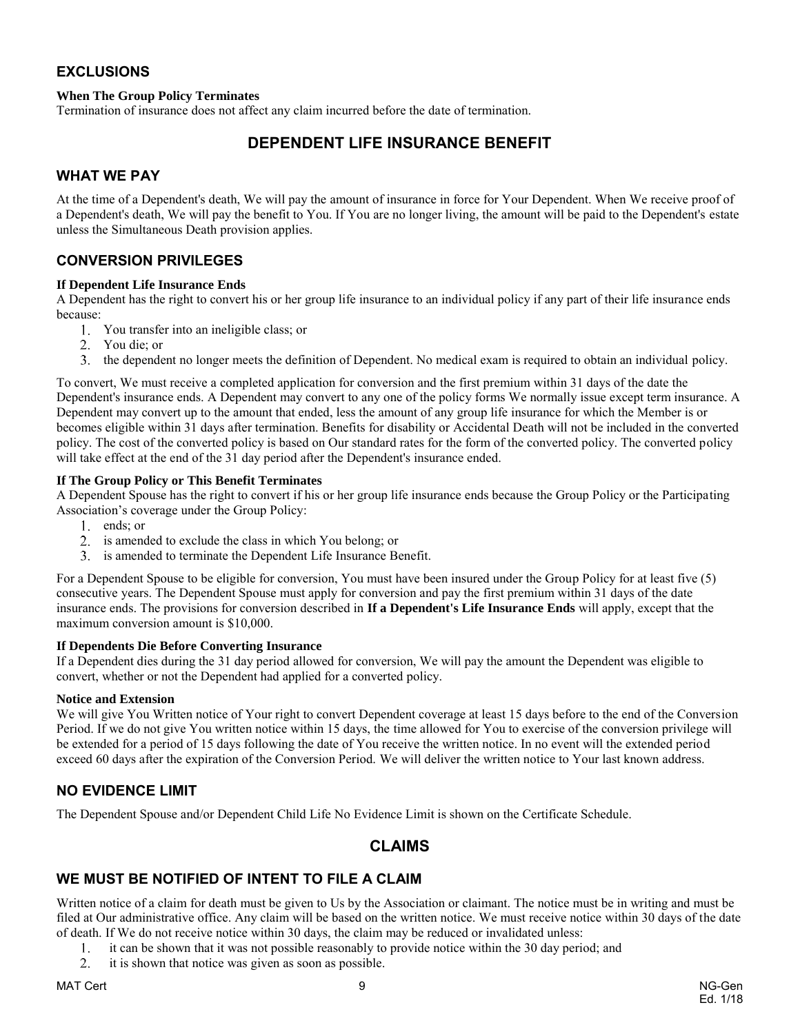## EXCLUSIONS

**When The Group Policy Terminates**
Termination of insurance does not affect any claim incurred before the date of termination.

# DEPENDENT LIFE INSURANCE BENEFIT

## WHAT WE PAY

At the time of a Dependent's death, We will pay the amount of insurance in force for Your Dependent. When We receive proof of a Dependent's death, We will pay the benefit to You. If You are no longer living, the amount will be paid to the Dependent's estate unless the Simultaneous Death provision applies.

## CONVERSION PRIVILEGES

**If Dependent Life Insurance Ends**
A Dependent has the right to convert his or her group life insurance to an individual policy if any part of their life insurance ends because:

1. You transfer into an ineligible class; or
2. You die; or
3. the dependent no longer meets the definition of Dependent. No medical exam is required to obtain an individual policy.

To convert, We must receive a completed application for conversion and the first premium within 31 days of the date the Dependent's insurance ends. A Dependent may convert to any one of the policy forms We normally issue except term insurance. A Dependent may convert up to the amount that ended, less the amount of any group life insurance for which the Member is or becomes eligible within 31 days after termination. Benefits for disability or Accidental Death will not be included in the converted policy. The cost of the converted policy is based on Our standard rates for the form of the converted policy. The converted policy will take effect at the end of the 31 day period after the Dependent's insurance ended.

**If The Group Policy or This Benefit Terminates**
A Dependent Spouse has the right to convert if his or her group life insurance ends because the Group Policy or the Participating Association's coverage under the Group Policy:

1. ends; or
2. is amended to exclude the class in which You belong; or
3. is amended to terminate the Dependent Life Insurance Benefit.

For a Dependent Spouse to be eligible for conversion, You must have been insured under the Group Policy for at least five (5) consecutive years. The Dependent Spouse must apply for conversion and pay the first premium within 31 days of the date insurance ends. The provisions for conversion described in **If a Dependent's Life Insurance Ends** will apply, except that the maximum conversion amount is $10,000.

**If Dependents Die Before Converting Insurance**
If a Dependent dies during the 31 day period allowed for conversion, We will pay the amount the Dependent was eligible to convert, whether or not the Dependent had applied for a converted policy.

**Notice and Extension**
We will give You Written notice of Your right to convert Dependent coverage at least 15 days before to the end of the Conversion Period. If we do not give You written notice within 15 days, the time allowed for You to exercise of the conversion privilege will be extended for a period of 15 days following the date of You receive the written notice. In no event will the extended period exceed 60 days after the expiration of the Conversion Period. We will deliver the written notice to Your last known address.

## NO EVIDENCE LIMIT

The Dependent Spouse and/or Dependent Child Life No Evidence Limit is shown on the Certificate Schedule.

# CLAIMS

## WE MUST BE NOTIFIED OF INTENT TO FILE A CLAIM

Written notice of a claim for death must be given to Us by the Association or claimant. The notice must be in writing and must be filed at Our administrative office. Any claim will be based on the written notice. We must receive notice within 30 days of the date of death. If We do not receive notice within 30 days, the claim may be reduced or invalidated unless:

1. it can be shown that it was not possible reasonably to provide notice within the 30 day period; and
2. it is shown that notice was given as soon as possible.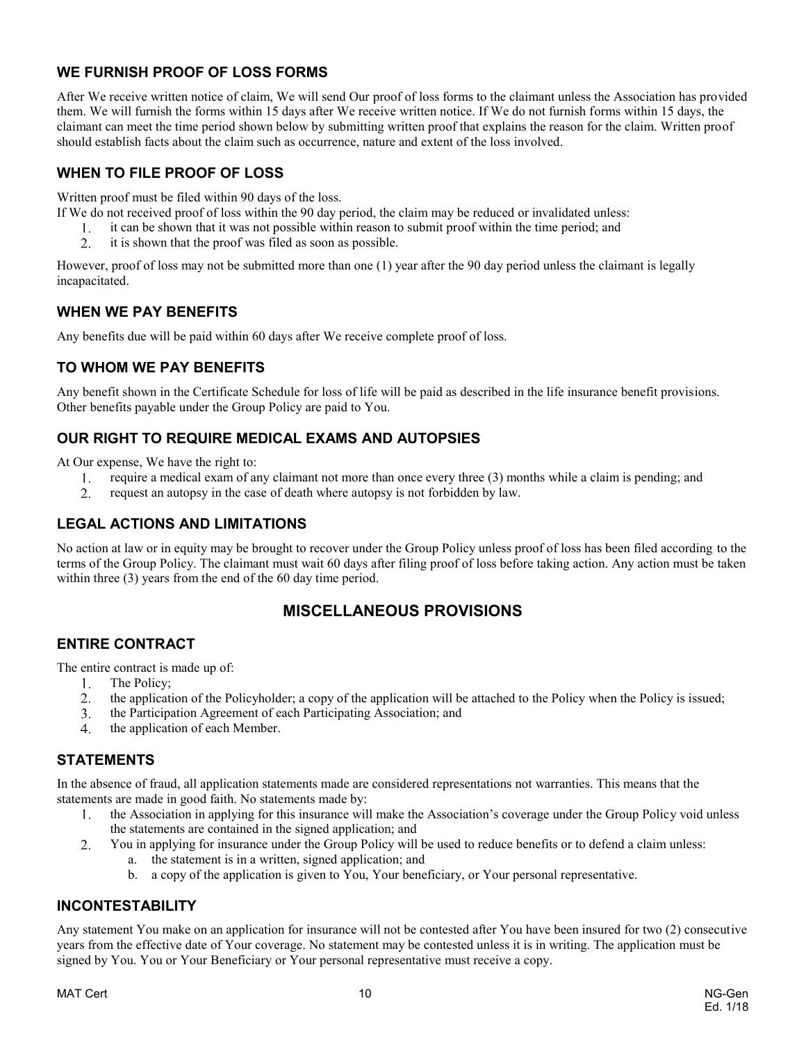## WE FURNISH PROOF OF LOSS FORMS

After We receive written notice of claim, We will send Our proof of loss forms to the claimant unless the Association has provided them. We will furnish the forms within 15 days after We receive written notice. If We do not furnish forms within 15 days, the claimant can meet the time period shown below by submitting written proof that explains the reason for the claim. Written proof should establish facts about the claim such as occurrence, nature and extent of the loss involved.

## WHEN TO FILE PROOF OF LOSS

Written proof must be filed within 90 days of the loss.

If We do not received proof of loss within the 90 day period, the claim may be reduced or invalidated unless:

1. it can be shown that it was not possible within reason to submit proof within the time period; and
2. it is shown that the proof was filed as soon as possible.

However, proof of loss may not be submitted more than one (1) year after the 90 day period unless the claimant is legally incapacitated.

## WHEN WE PAY BENEFITS

Any benefits due will be paid within 60 days after We receive complete proof of loss.

## TO WHOM WE PAY BENEFITS

Any benefit shown in the Certificate Schedule for loss of life will be paid as described in the life insurance benefit provisions. Other benefits payable under the Group Policy are paid to You.

## OUR RIGHT TO REQUIRE MEDICAL EXAMS AND AUTOPSIES

At Our expense, We have the right to:

1. require a medical exam of any claimant not more than once every three (3) months while a claim is pending; and
2. request an autopsy in the case of death where autopsy is not forbidden by law.

## LEGAL ACTIONS AND LIMITATIONS

No action at law or in equity may be brought to recover under the Group Policy unless proof of loss has been filed according to the terms of the Group Policy. The claimant must wait 60 days after filing proof of loss before taking action. Any action must be taken within three (3) years from the end of the 60 day time period.

# MISCELLANEOUS PROVISIONS

## ENTIRE CONTRACT

The entire contract is made up of:

1. The Policy;
2. the application of the Policyholder; a copy of the application will be attached to the Policy when the Policy is issued;
3. the Participation Agreement of each Participating Association; and
4. the application of each Member.

## STATEMENTS

In the absence of fraud, all application statements made are considered representations not warranties. This means that the statements are made in good faith. No statements made by:

1. the Association in applying for this insurance will make the Association's coverage under the Group Policy void unless the statements are contained in the signed application; and
2. You in applying for insurance under the Group Policy will be used to reduce benefits or to defend a claim unless:
   a. the statement is in a written, signed application; and
   b. a copy of the application is given to You, Your beneficiary, or Your personal representative.

## INCONTESTABILITY

Any statement You make on an application for insurance will not be contested after You have been insured for two (2) consecutive years from the effective date of Your coverage. No statement may be contested unless it is in writing. The application must be signed by You. You or Your Beneficiary or Your personal representative must receive a copy.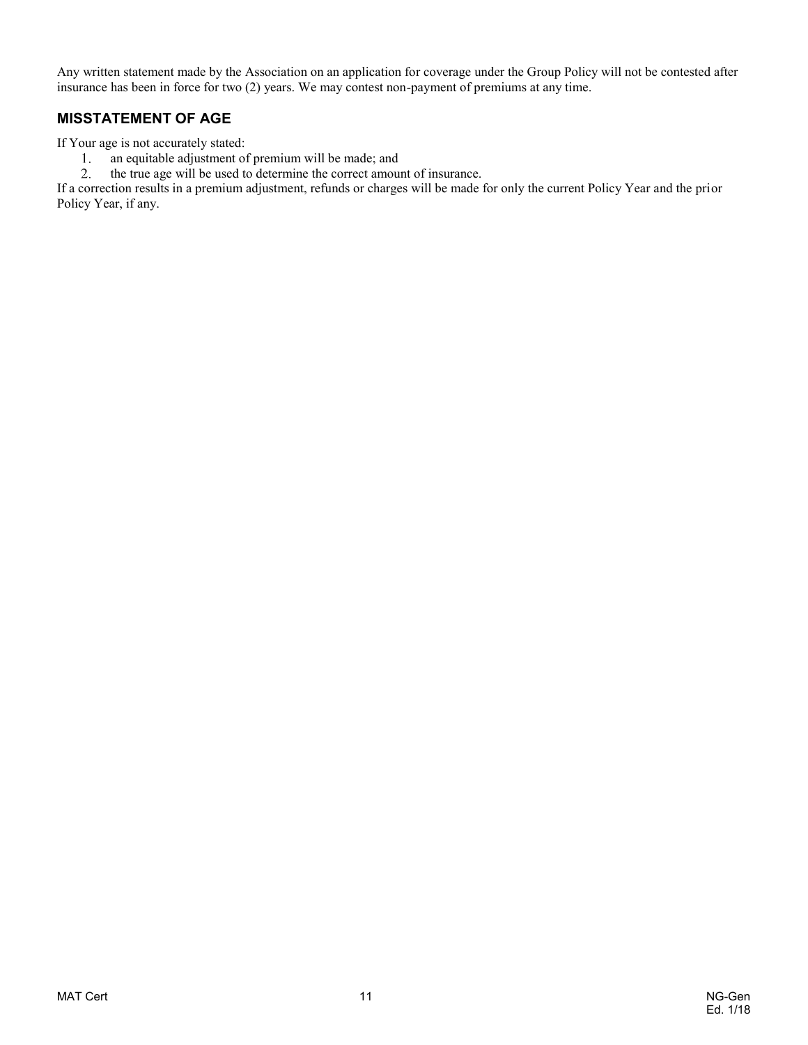Any written statement made by the Association on an application for coverage under the Group Policy will not be contested after insurance has been in force for two (2) years. We may contest non-payment of premiums at any time.

## MISSTATEMENT OF AGE

If Your age is not accurately stated:

1. an equitable adjustment of premium will be made; and
2. the true age will be used to determine the correct amount of insurance.

If a correction results in a premium adjustment, refunds or charges will be made for only the current Policy Year and the prior Policy Year, if any.